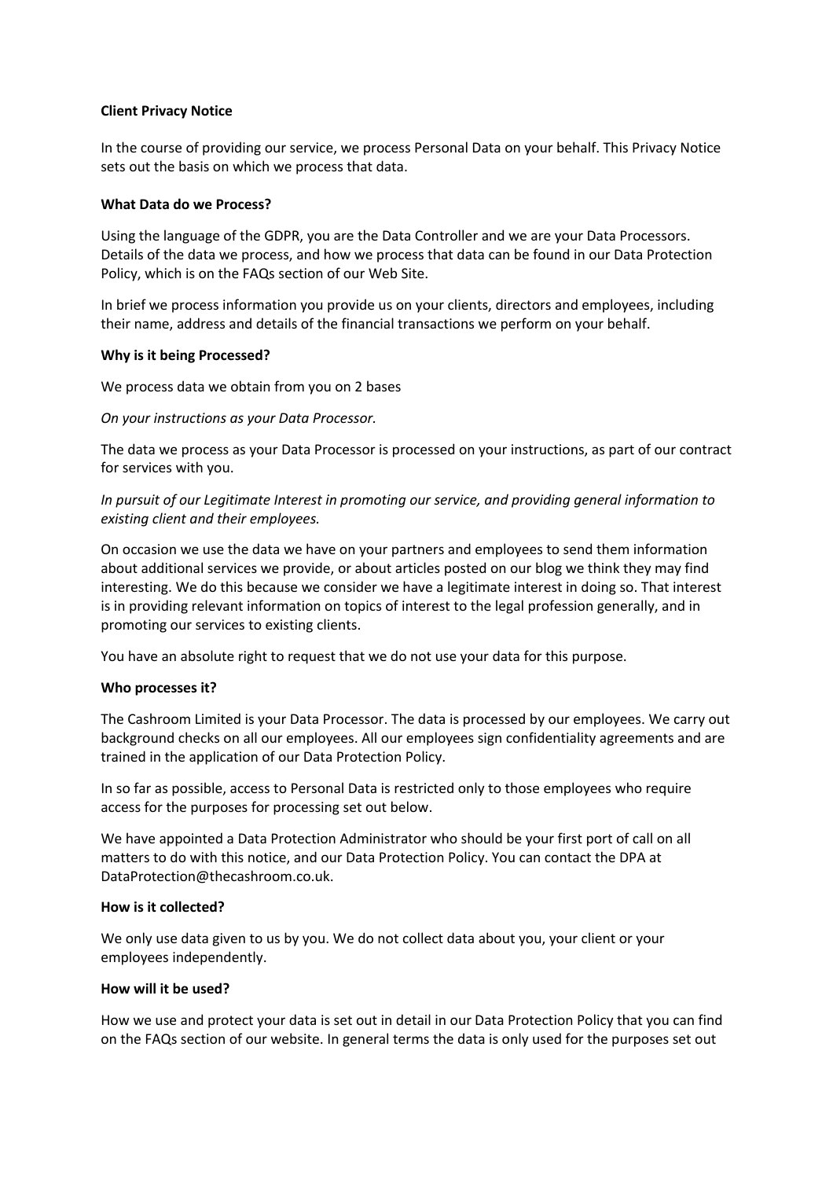**Client Privacy Notice**

In the course of providing our service, we process Personal Data on your behalf. This Privacy Notice sets out the basis on which we process that data.

**What Data do we Process?**

Using the language of the GDPR, you are the Data Controller and we are your Data Processors. Details of the data we process, and how we process that data can be found in our Data Protection Policy, which is on the FAQs section of our Web Site.

In brief we process information you provide us on your clients, directors and employees, including their name, address and details of the financial transactions we perform on your behalf.

**Why is it being Processed?**

We process data we obtain from you on 2 bases

*On your instructions as your Data Processor.*

The data we process as your Data Processor is processed on your instructions, as part of our contract for services with you.

*In pursuit of our Legitimate Interest in promoting our service, and providing general information to existing client and their employees.*

On occasion we use the data we have on your partners and employees to send them information about additional services we provide, or about articles posted on our blog we think they may find interesting. We do this because we consider we have a legitimate interest in doing so. That interest is in providing relevant information on topics of interest to the legal profession generally, and in promoting our services to existing clients.

You have an absolute right to request that we do not use your data for this purpose.

**Who processes it?**

The Cashroom Limited is your Data Processor. The data is processed by our employees. We carry out background checks on all our employees. All our employees sign confidentiality agreements and are trained in the application of our Data Protection Policy.

In so far as possible, access to Personal Data is restricted only to those employees who require access for the purposes for processing set out below.

We have appointed a Data Protection Administrator who should be your first port of call on all matters to do with this notice, and our Data Protection Policy. You can contact the DPA at DataProtection@thecashroom.co.uk.

**How is it collected?**

We only use data given to us by you. We do not collect data about you, your client or your employees independently.

**How will it be used?**

How we use and protect your data is set out in detail in our Data Protection Policy that you can find on the FAQs section of our website. In general terms the data is only used for the purposes set out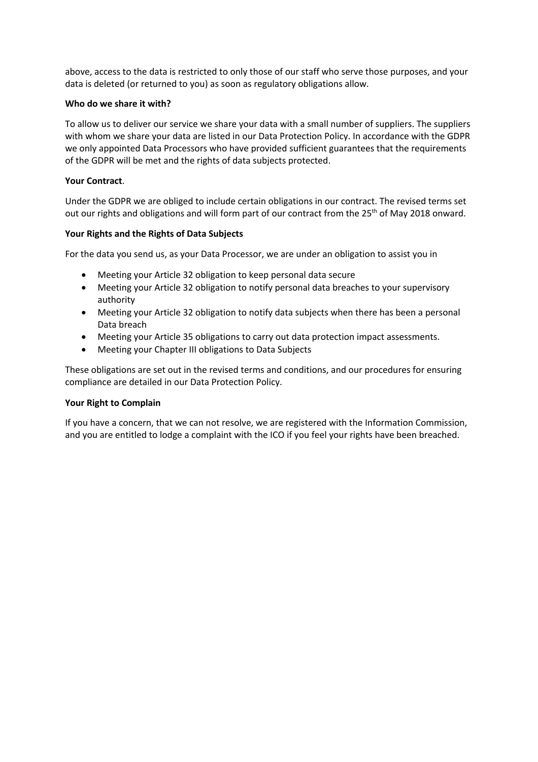above, access to the data is restricted to only those of our staff who serve those purposes, and your data is deleted (or returned to you) as soon as regulatory obligations allow.

**Who do we share it with?**

To allow us to deliver our service we share your data with a small number of suppliers. The suppliers with whom we share your data are listed in our Data Protection Policy. In accordance with the GDPR we only appointed Data Processors who have provided sufficient guarantees that the requirements of the GDPR will be met and the rights of data subjects protected.

**Your Contract**.

Under the GDPR we are obliged to include certain obligations in our contract. The revised terms set out our rights and obligations and will form part of our contract from the 25th of May 2018 onward.

**Your Rights and the Rights of Data Subjects**

For the data you send us, as your Data Processor, we are under an obligation to assist you in

- Meeting your Article 32 obligation to keep personal data secure
- Meeting your Article 32 obligation to notify personal data breaches to your supervisory authority
- Meeting your Article 32 obligation to notify data subjects when there has been a personal Data breach
- Meeting your Article 35 obligations to carry out data protection impact assessments.
- Meeting your Chapter III obligations to Data Subjects

These obligations are set out in the revised terms and conditions, and our procedures for ensuring compliance are detailed in our Data Protection Policy.

**Your Right to Complain**

If you have a concern, that we can not resolve, we are registered with the Information Commission, and you are entitled to lodge a complaint with the ICO if you feel your rights have been breached.